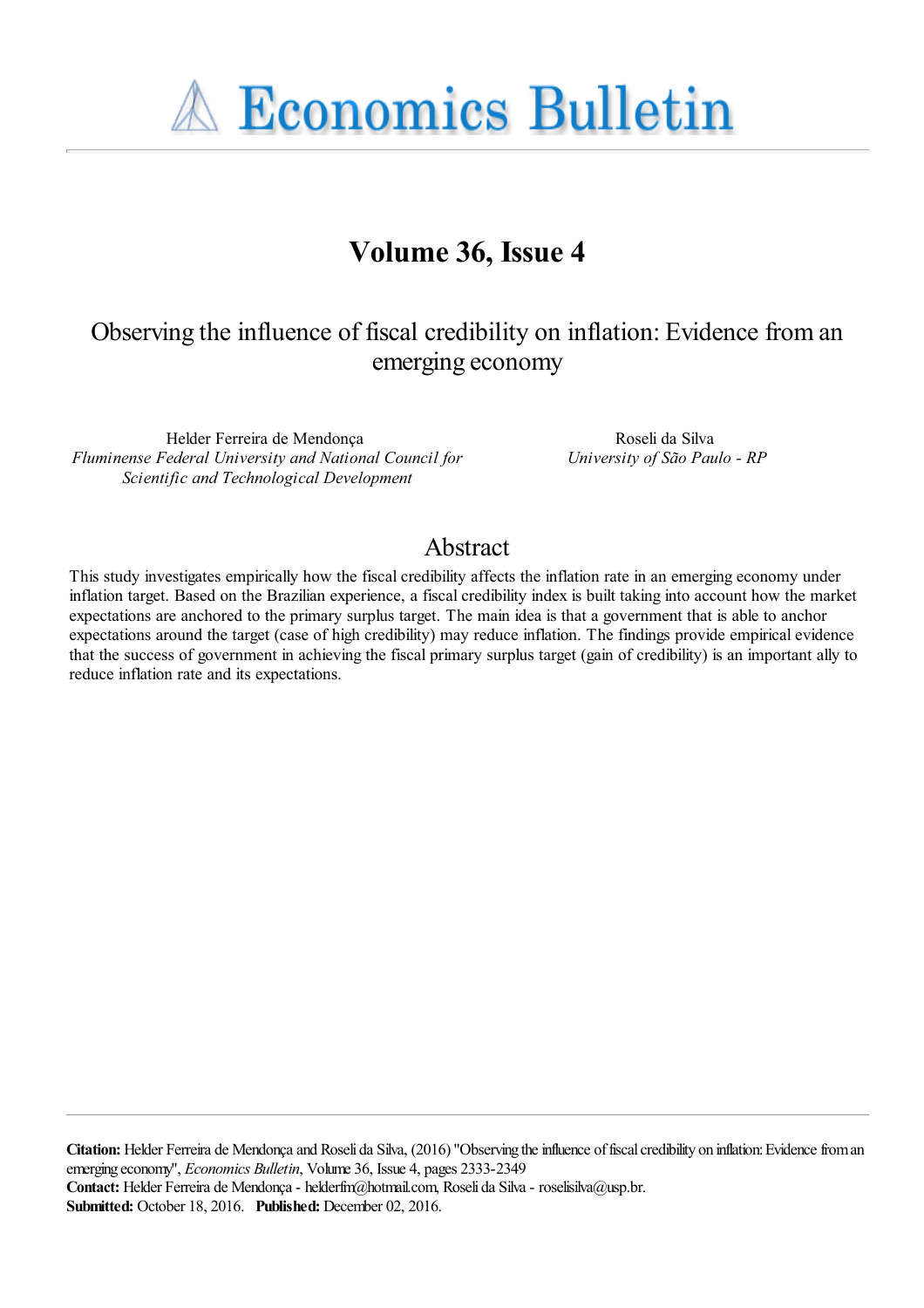# Economics Bulletin

## Volume 36, Issue 4

### Observing the influence of fiscal credibility on inflation: Evidence from an emerging economy

Helder Ferreira de Mendonça
*Fluminense Federal University and National Council for Scientific and Technological Development*

Roseli da Silva
*University of São Paulo - RP*

## Abstract

This study investigates empirically how the fiscal credibility affects the inflation rate in an emerging economy under inflation target. Based on the Brazilian experience, a fiscal credibility index is built taking into account how the market expectations are anchored to the primary surplus target. The main idea is that a government that is able to anchor expectations around the target (case of high credibility) may reduce inflation. The findings provide empirical evidence that the success of government in achieving the fiscal primary surplus target (gain of credibility) is an important ally to reduce inflation rate and its expectations.

**Citation:** Helder Ferreira de Mendonça and Roseli da Silva, (2016) "Observing the influence of fiscal credibility on inflation: Evidence from an emerging economy", *Economics Bulletin*, Volume 36, Issue 4, pages 2333-2349
**Contact:** Helder Ferreira de Mendonça - helderfm@hotmail.com, Roseli da Silva - roselisilva@usp.br.
**Submitted:** October 18, 2016. **Published:** December 02, 2016.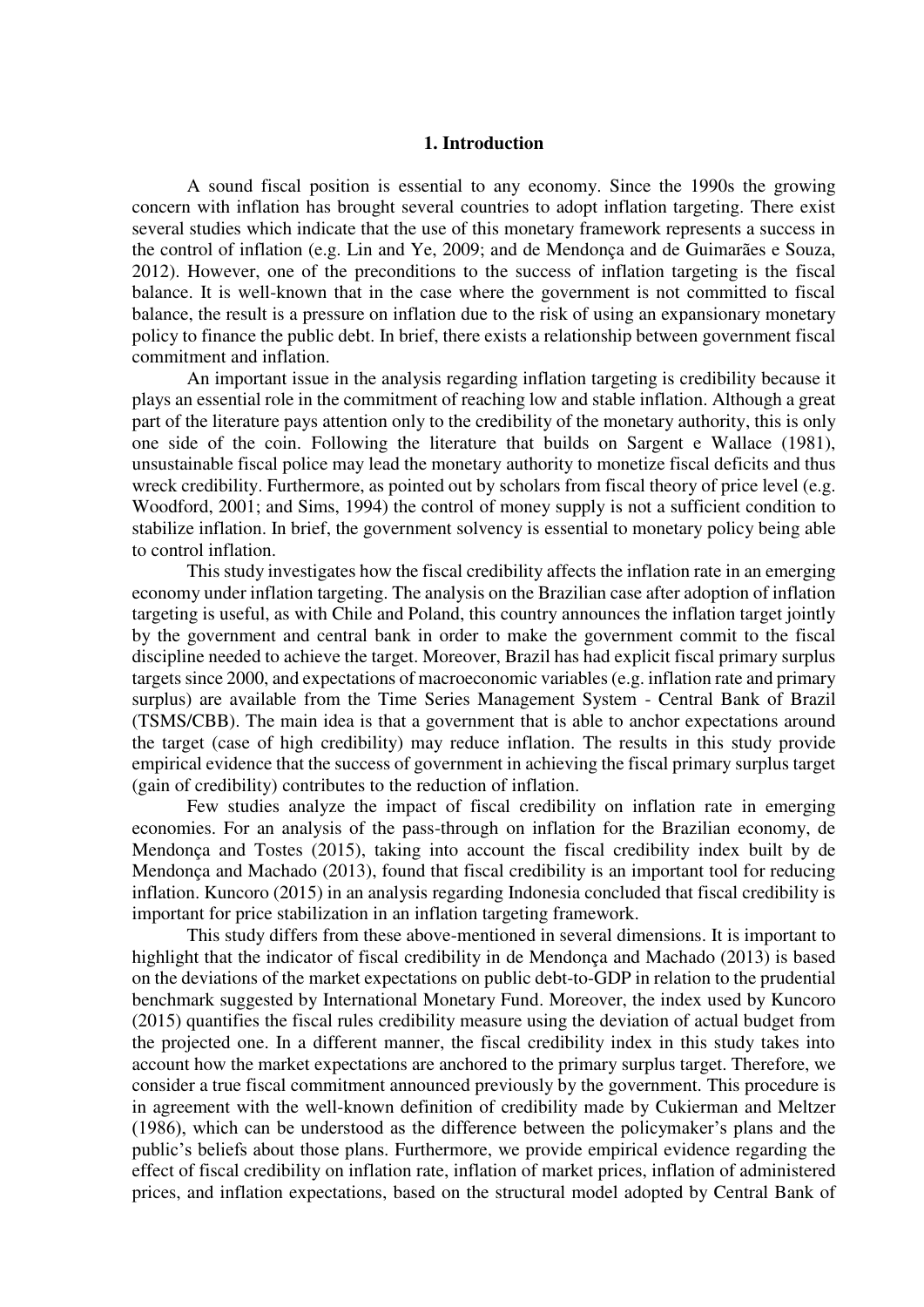## 1. Introduction

A sound fiscal position is essential to any economy. Since the 1990s the growing concern with inflation has brought several countries to adopt inflation targeting. There exist several studies which indicate that the use of this monetary framework represents a success in the control of inflation (e.g. Lin and Ye, 2009; and de Mendonça and de Guimarães e Souza, 2012). However, one of the preconditions to the success of inflation targeting is the fiscal balance. It is well-known that in the case where the government is not committed to fiscal balance, the result is a pressure on inflation due to the risk of using an expansionary monetary policy to finance the public debt. In brief, there exists a relationship between government fiscal commitment and inflation.

An important issue in the analysis regarding inflation targeting is credibility because it plays an essential role in the commitment of reaching low and stable inflation. Although a great part of the literature pays attention only to the credibility of the monetary authority, this is only one side of the coin. Following the literature that builds on Sargent e Wallace (1981), unsustainable fiscal police may lead the monetary authority to monetize fiscal deficits and thus wreck credibility. Furthermore, as pointed out by scholars from fiscal theory of price level (e.g. Woodford, 2001; and Sims, 1994) the control of money supply is not a sufficient condition to stabilize inflation. In brief, the government solvency is essential to monetary policy being able to control inflation.

This study investigates how the fiscal credibility affects the inflation rate in an emerging economy under inflation targeting. The analysis on the Brazilian case after adoption of inflation targeting is useful, as with Chile and Poland, this country announces the inflation target jointly by the government and central bank in order to make the government commit to the fiscal discipline needed to achieve the target. Moreover, Brazil has had explicit fiscal primary surplus targets since 2000, and expectations of macroeconomic variables (e.g. inflation rate and primary surplus) are available from the Time Series Management System - Central Bank of Brazil (TSMS/CBB). The main idea is that a government that is able to anchor expectations around the target (case of high credibility) may reduce inflation. The results in this study provide empirical evidence that the success of government in achieving the fiscal primary surplus target (gain of credibility) contributes to the reduction of inflation.

Few studies analyze the impact of fiscal credibility on inflation rate in emerging economies. For an analysis of the pass-through on inflation for the Brazilian economy, de Mendonça and Tostes (2015), taking into account the fiscal credibility index built by de Mendonça and Machado (2013), found that fiscal credibility is an important tool for reducing inflation. Kuncoro (2015) in an analysis regarding Indonesia concluded that fiscal credibility is important for price stabilization in an inflation targeting framework.

This study differs from these above-mentioned in several dimensions. It is important to highlight that the indicator of fiscal credibility in de Mendonça and Machado (2013) is based on the deviations of the market expectations on public debt-to-GDP in relation to the prudential benchmark suggested by International Monetary Fund. Moreover, the index used by Kuncoro (2015) quantifies the fiscal rules credibility measure using the deviation of actual budget from the projected one. In a different manner, the fiscal credibility index in this study takes into account how the market expectations are anchored to the primary surplus target. Therefore, we consider a true fiscal commitment announced previously by the government. This procedure is in agreement with the well-known definition of credibility made by Cukierman and Meltzer (1986), which can be understood as the difference between the policymaker's plans and the public's beliefs about those plans. Furthermore, we provide empirical evidence regarding the effect of fiscal credibility on inflation rate, inflation of market prices, inflation of administered prices, and inflation expectations, based on the structural model adopted by Central Bank of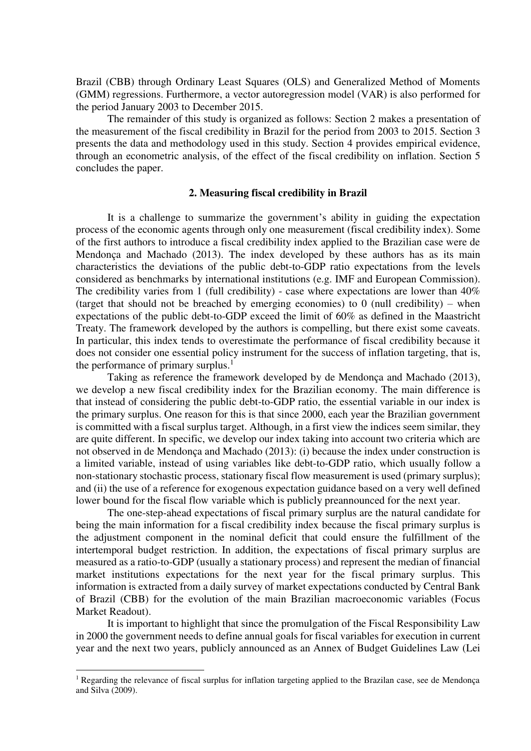Brazil (CBB) through Ordinary Least Squares (OLS) and Generalized Method of Moments (GMM) regressions. Furthermore, a vector autoregression model (VAR) is also performed for the period January 2003 to December 2015.

The remainder of this study is organized as follows: Section 2 makes a presentation of the measurement of the fiscal credibility in Brazil for the period from 2003 to 2015. Section 3 presents the data and methodology used in this study. Section 4 provides empirical evidence, through an econometric analysis, of the effect of the fiscal credibility on inflation. Section 5 concludes the paper.

## 2. Measuring fiscal credibility in Brazil

It is a challenge to summarize the government's ability in guiding the expectation process of the economic agents through only one measurement (fiscal credibility index). Some of the first authors to introduce a fiscal credibility index applied to the Brazilian case were de Mendonça and Machado (2013). The index developed by these authors has as its main characteristics the deviations of the public debt-to-GDP ratio expectations from the levels considered as benchmarks by international institutions (e.g. IMF and European Commission). The credibility varies from 1 (full credibility) - case where expectations are lower than 40% (target that should not be breached by emerging economies) to 0 (null credibility) – when expectations of the public debt-to-GDP exceed the limit of 60% as defined in the Maastricht Treaty. The framework developed by the authors is compelling, but there exist some caveats. In particular, this index tends to overestimate the performance of fiscal credibility because it does not consider one essential policy instrument for the success of inflation targeting, that is, the performance of primary surplus.[1]

Taking as reference the framework developed by de Mendonça and Machado (2013), we develop a new fiscal credibility index for the Brazilian economy. The main difference is that instead of considering the public debt-to-GDP ratio, the essential variable in our index is the primary surplus. One reason for this is that since 2000, each year the Brazilian government is committed with a fiscal surplus target. Although, in a first view the indices seem similar, they are quite different. In specific, we develop our index taking into account two criteria which are not observed in de Mendonça and Machado (2013): (i) because the index under construction is a limited variable, instead of using variables like debt-to-GDP ratio, which usually follow a non-stationary stochastic process, stationary fiscal flow measurement is used (primary surplus); and (ii) the use of a reference for exogenous expectation guidance based on a very well defined lower bound for the fiscal flow variable which is publicly preannounced for the next year.

The one-step-ahead expectations of fiscal primary surplus are the natural candidate for being the main information for a fiscal credibility index because the fiscal primary surplus is the adjustment component in the nominal deficit that could ensure the fulfillment of the intertemporal budget restriction. In addition, the expectations of fiscal primary surplus are measured as a ratio-to-GDP (usually a stationary process) and represent the median of financial market institutions expectations for the next year for the fiscal primary surplus. This information is extracted from a daily survey of market expectations conducted by Central Bank of Brazil (CBB) for the evolution of the main Brazilian macroeconomic variables (Focus Market Readout).

It is important to highlight that since the promulgation of the Fiscal Responsibility Law in 2000 the government needs to define annual goals for fiscal variables for execution in current year and the next two years, publicly announced as an Annex of Budget Guidelines Law (Lei

---

[1] Regarding the relevance of fiscal surplus for inflation targeting applied to the Brazilan case, see de Mendonça and Silva (2009).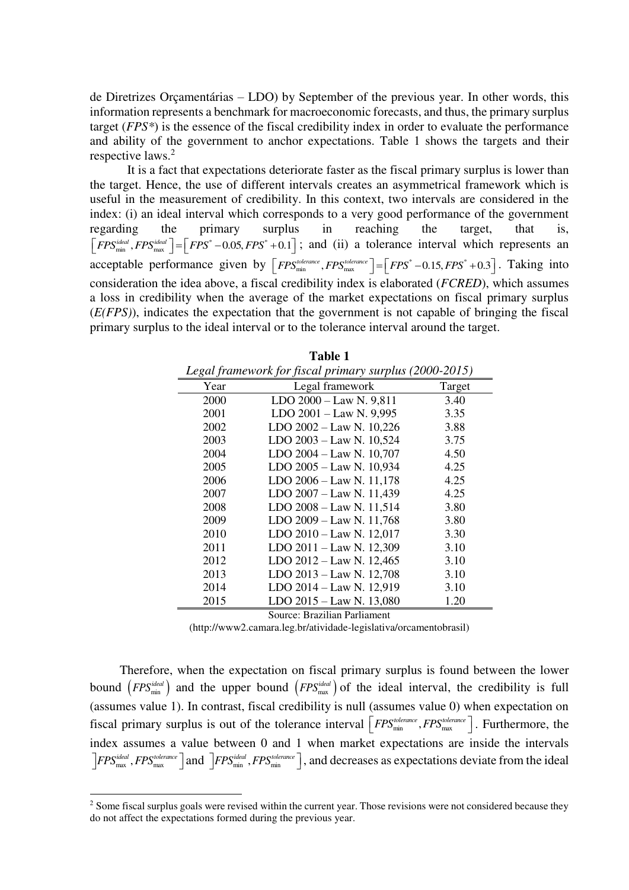de Diretrizes Orçamentárias – LDO) by September of the previous year. In other words, this information represents a benchmark for macroeconomic forecasts, and thus, the primary surplus target (*FPS\**) is the essence of the fiscal credibility index in order to evaluate the performance and ability of the government to anchor expectations. Table 1 shows the targets and their respective laws.[2]

It is a fact that expectations deteriorate faster as the fiscal primary surplus is lower than the target. Hence, the use of different intervals creates an asymmetrical framework which is useful in the measurement of credibility. In this context, two intervals are considered in the index: (i) an ideal interval which corresponds to a very good performance of the government regarding the primary surplus in reaching the target, that is, $\left[FPS_{\min}^{ideal}, FPS_{\max}^{ideal}\right] = \left[FPS^{*} - 0.05, FPS^{*} + 0.1\right]$; and (ii) a tolerance interval which represents an acceptable performance given by $\left[FPS_{\min}^{tolerance}, FPS_{\max}^{tolerance}\right] = \left[FPS^{*} - 0.15, FPS^{*} + 0.3\right]$. Taking into consideration the idea above, a fiscal credibility index is elaborated (*FCRED*), which assumes a loss in credibility when the average of the market expectations on fiscal primary surplus (*E(FPS)*), indicates the expectation that the government is not capable of bringing the fiscal primary surplus to the ideal interval or to the tolerance interval around the target.

**Table 1**

*Legal framework for fiscal primary surplus (2000-2015)*

| Year | Legal framework | Target |
|---|---|---|
| 2000 | LDO 2000 – Law N. 9,811 | 3.40 |
| 2001 | LDO 2001 – Law N. 9,995 | 3.35 |
| 2002 | LDO 2002 – Law N. 10,226 | 3.88 |
| 2003 | LDO 2003 – Law N. 10,524 | 3.75 |
| 2004 | LDO 2004 – Law N. 10,707 | 4.50 |
| 2005 | LDO 2005 – Law N. 10,934 | 4.25 |
| 2006 | LDO 2006 – Law N. 11,178 | 4.25 |
| 2007 | LDO 2007 – Law N. 11,439 | 4.25 |
| 2008 | LDO 2008 – Law N. 11,514 | 3.80 |
| 2009 | LDO 2009 – Law N. 11,768 | 3.80 |
| 2010 | LDO 2010 – Law N. 12,017 | 3.30 |
| 2011 | LDO 2011 – Law N. 12,309 | 3.10 |
| 2012 | LDO 2012 – Law N. 12,465 | 3.10 |
| 2013 | LDO 2013 – Law N. 12,708 | 3.10 |
| 2014 | LDO 2014 – Law N. 12,919 | 3.10 |
| 2015 | LDO 2015 – Law N. 13,080 | 1.20 |

Source: Brazilian Parliament
(http://www2.camara.leg.br/atividade-legislativa/orcamentobrasil)

Therefore, when the expectation on fiscal primary surplus is found between the lower bound $\left(FPS_{\min}^{ideal}\right)$ and the upper bound $\left(FPS_{\max}^{ideal}\right)$ of the ideal interval, the credibility is full (assumes value 1). In contrast, fiscal credibility is null (assumes value 0) when expectation on fiscal primary surplus is out of the tolerance interval $\left[FPS_{\min}^{tolerance}, FPS_{\max}^{tolerance}\right]$. Furthermore, the index assumes a value between 0 and 1 when market expectations are inside the intervals $\left]FPS_{\max}^{ideal}, FPS_{\max}^{tolerance}\right]$ and $\left]FPS_{\min}^{ideal}, FPS_{\min}^{tolerance}\right]$, and decreases as expectations deviate from the ideal

[2] Some fiscal surplus goals were revised within the current year. Those revisions were not considered because they do not affect the expectations formed during the previous year.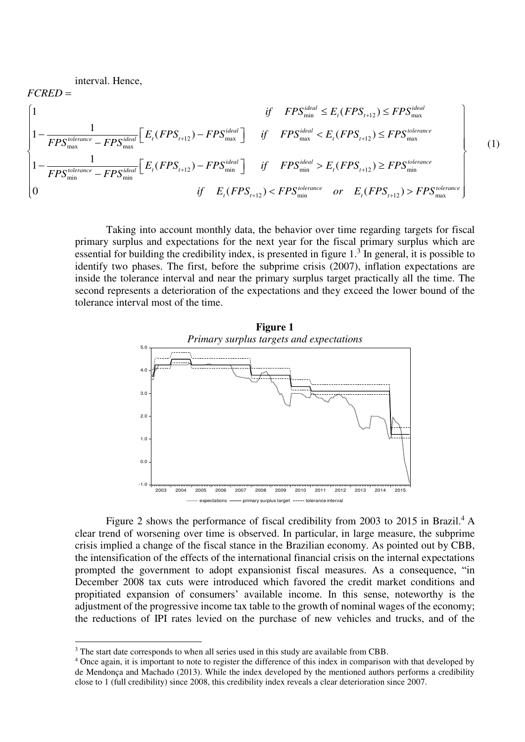interval. Hence,

$$FCRED = \begin{cases} 1 & if \quad FPS_{\min}^{ideal} \leq E_t(FPS_{t+12}) \leq FPS_{\max}^{ideal} \\ 1 - \dfrac{1}{FPS_{\max}^{tolerance} - FPS_{\max}^{ideal}}\left[E_t(FPS_{t+12}) - FPS_{\max}^{ideal}\right] & if \quad FPS_{\max}^{ideal} < E_t(FPS_{t+12}) \leq FPS_{\max}^{tolerance} \\ 1 - \dfrac{1}{FPS_{\min}^{tolerance} - FPS_{\min}^{ideal}}\left[E_t(FPS_{t+12}) - FPS_{\min}^{ideal}\right] & if \quad FPS_{\min}^{ideal} > E_t(FPS_{t+12}) \geq FPS_{\min}^{tolerance} \\ 0 & if \quad E_t(FPS_{t+12}) < FPS_{\min}^{tolerance} \quad or \quad E_t(FPS_{t+12}) > FPS_{\max}^{tolerance} \end{cases} \quad (1)$$

Taking into account monthly data, the behavior over time regarding targets for fiscal primary surplus and expectations for the next year for the fiscal primary surplus which are essential for building the credibility index, is presented in figure 1.[3] In general, it is possible to identify two phases. The first, before the subprime crisis (2007), inflation expectations are inside the tolerance interval and near the primary surplus target practically all the time. The second represents a deterioration of the expectations and they exceed the lower bound of the tolerance interval most of the time.

**Figure 1**

*Primary surplus targets and expectations*

Figure 2 shows the performance of fiscal credibility from 2003 to 2015 in Brazil.[4] A clear trend of worsening over time is observed. In particular, in large measure, the subprime crisis implied a change of the effects of the fiscal stance in the Brazilian economy. As pointed out by CBB, the intensification of the effects of the international financial crisis on the internal expectations prompted the government to adopt expansionist fiscal measures. As a consequence, "in December 2008 tax cuts were introduced which favored the credit market conditions and propitiated expansion of consumers' available income. In this sense, noteworthy is the adjustment of the progressive income tax table to the growth of nominal wages of the economy; the reductions of IPI rates levied on the purchase of new vehicles and trucks, and of the

[3] The start date corresponds to when all series used in this study are available from CBB.

[4] Once again, it is important to note to register the difference of this index in comparison with that developed by de Mendonça and Machado (2013). While the index developed by the mentioned authors performs a credibility close to 1 (full credibility) since 2008, this credibility index reveals a clear deterioration since 2007.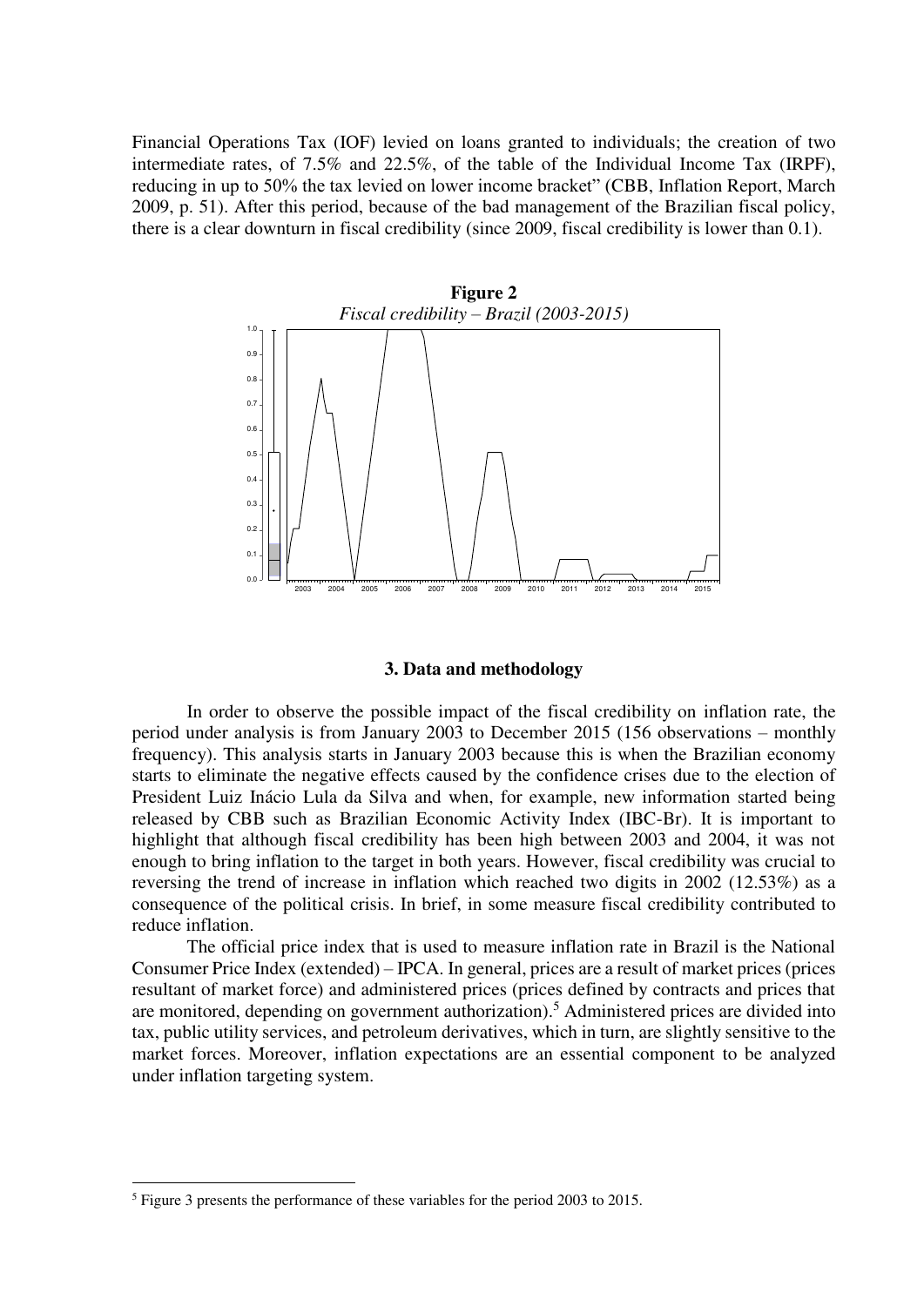Financial Operations Tax (IOF) levied on loans granted to individuals; the creation of two intermediate rates, of 7.5% and 22.5%, of the table of the Individual Income Tax (IRPF), reducing in up to 50% the tax levied on lower income bracket" (CBB, Inflation Report, March 2009, p. 51). After this period, because of the bad management of the Brazilian fiscal policy, there is a clear downturn in fiscal credibility (since 2009, fiscal credibility is lower than 0.1).

**Figure 2**
*Fiscal credibility – Brazil (2003-2015)*

### 3. Data and methodology

In order to observe the possible impact of the fiscal credibility on inflation rate, the period under analysis is from January 2003 to December 2015 (156 observations – monthly frequency). This analysis starts in January 2003 because this is when the Brazilian economy starts to eliminate the negative effects caused by the confidence crises due to the election of President Luiz Inácio Lula da Silva and when, for example, new information started being released by CBB such as Brazilian Economic Activity Index (IBC-Br). It is important to highlight that although fiscal credibility has been high between 2003 and 2004, it was not enough to bring inflation to the target in both years. However, fiscal credibility was crucial to reversing the trend of increase in inflation which reached two digits in 2002 (12.53%) as a consequence of the political crisis. In brief, in some measure fiscal credibility contributed to reduce inflation.

The official price index that is used to measure inflation rate in Brazil is the National Consumer Price Index (extended) – IPCA. In general, prices are a result of market prices (prices resultant of market force) and administered prices (prices defined by contracts and prices that are monitored, depending on government authorization).[5] Administered prices are divided into tax, public utility services, and petroleum derivatives, which in turn, are slightly sensitive to the market forces. Moreover, inflation expectations are an essential component to be analyzed under inflation targeting system.

[5] Figure 3 presents the performance of these variables for the period 2003 to 2015.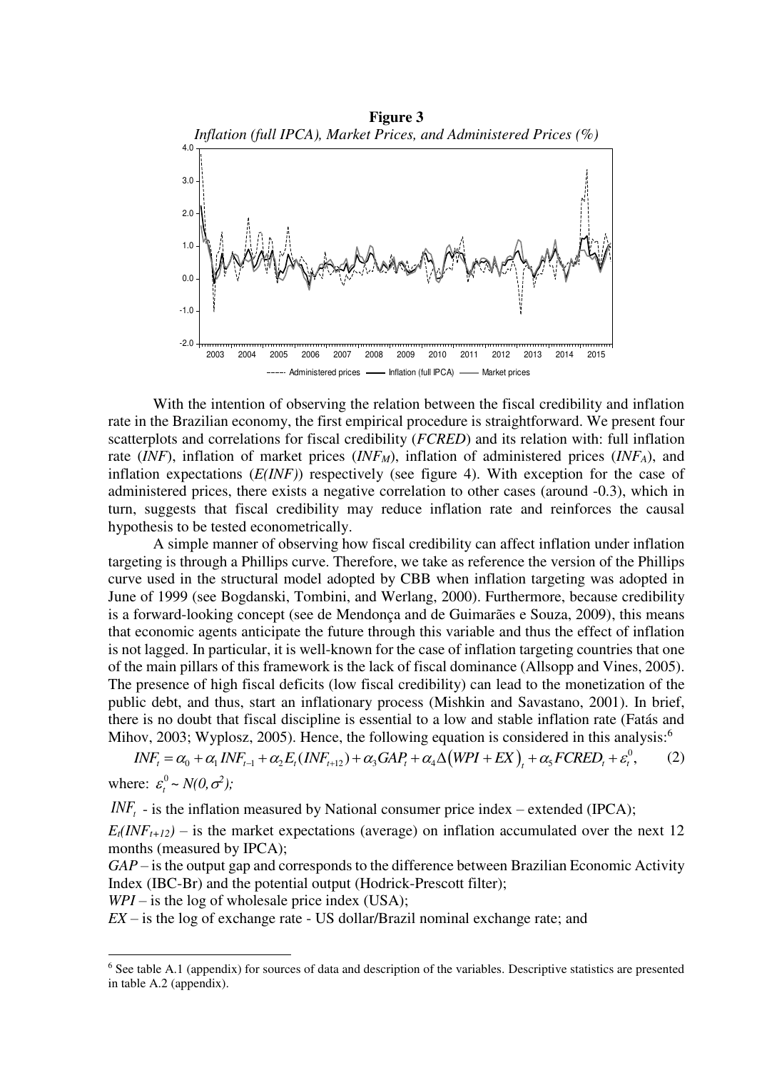**Figure 3**

*Inflation (full IPCA), Market Prices, and Administered Prices (%)*

With the intention of observing the relation between the fiscal credibility and inflation rate in the Brazilian economy, the first empirical procedure is straightforward. We present four scatterplots and correlations for fiscal credibility (*FCRED*) and its relation with: full inflation rate (*INF*), inflation of market prices ($INF_M$), inflation of administered prices ($INF_A$), and inflation expectations (*E(INF)*) respectively (see figure 4). With exception for the case of administered prices, there exists a negative correlation to other cases (around -0.3), which in turn, suggests that fiscal credibility may reduce inflation rate and reinforces the causal hypothesis to be tested econometrically.

A simple manner of observing how fiscal credibility can affect inflation under inflation targeting is through a Phillips curve. Therefore, we take as reference the version of the Phillips curve used in the structural model adopted by CBB when inflation targeting was adopted in June of 1999 (see Bogdanski, Tombini, and Werlang, 2000). Furthermore, because credibility is a forward-looking concept (see de Mendonça and de Guimarães e Souza, 2009), this means that economic agents anticipate the future through this variable and thus the effect of inflation is not lagged. In particular, it is well-known for the case of inflation targeting countries that one of the main pillars of this framework is the lack of fiscal dominance (Allsopp and Vines, 2005). The presence of high fiscal deficits (low fiscal credibility) can lead to the monetization of the public debt, and thus, start an inflationary process (Mishkin and Savastano, 2001). In brief, there is no doubt that fiscal discipline is essential to a low and stable inflation rate (Fatás and Mihov, 2003; Wyplosz, 2005). Hence, the following equation is considered in this analysis:[6]

$$INF_t = \alpha_0 + \alpha_1 INF_{t-1} + \alpha_2 E_t(INF_{t+12}) + \alpha_3 GAP_t + \alpha_4 \Delta\left(WPI + EX\right)_t + \alpha_5 FCRED_t + \varepsilon_t^0, \qquad (2)$$

where: $\varepsilon_t^0 \sim N(0,\sigma^2)$;

$INF_t$ - is the inflation measured by National consumer price index – extended (IPCA);

$E_t(INF_{t+12})$ – is the market expectations (average) on inflation accumulated over the next 12 months (measured by IPCA);

*GAP* – is the output gap and corresponds to the difference between Brazilian Economic Activity Index (IBC-Br) and the potential output (Hodrick-Prescott filter);

*WPI* – is the log of wholesale price index (USA);

*EX* – is the log of exchange rate - US dollar/Brazil nominal exchange rate; and

---

[6] See table A.1 (appendix) for sources of data and description of the variables. Descriptive statistics are presented in table A.2 (appendix).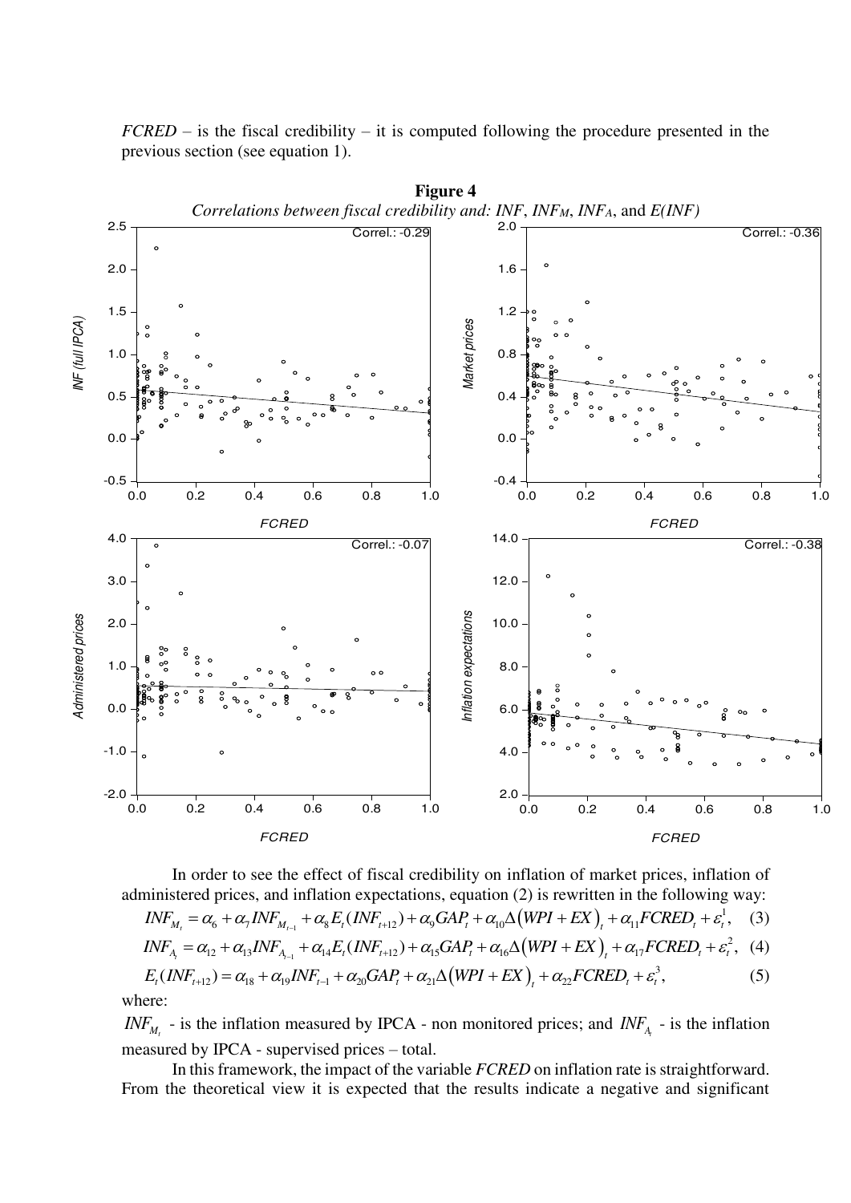*FCRED* – is the fiscal credibility – it is computed following the procedure presented in the previous section (see equation 1).

**Figure 4**

*Correlations between fiscal credibility and: INF, $INF_M$, $INF_A$, and E(INF)*

In order to see the effect of fiscal credibility on inflation of market prices, inflation of administered prices, and inflation expectations, equation (2) is rewritten in the following way:

$$INF_{M_t} = \alpha_6 + \alpha_7 INF_{M_{t-1}} + \alpha_8 E_t(INF_{t+12}) + \alpha_9 GAP_t + \alpha_{10} \Delta(WPI + EX)_t + \alpha_{11} FCRED_t + \varepsilon_t^1, \quad (3)$$

$$INF_{A_t} = \alpha_{12} + \alpha_{13} INF_{A_{t-1}} + \alpha_{14} E_t(INF_{t+12}) + \alpha_{15} GAP_t + \alpha_{16} \Delta(WPI + EX)_t + \alpha_{17} FCRED_t + \varepsilon_t^2, \quad (4)$$

$$E_t(INF_{t+12}) = \alpha_{18} + \alpha_{19} INF_{t-1} + \alpha_{20} GAP_t + \alpha_{21} \Delta(WPI + EX)_t + \alpha_{22} FCRED_t + \varepsilon_t^3, \quad (5)$$

where:

$INF_{M_t}$ - is the inflation measured by IPCA - non monitored prices; and $INF_{A_t}$ - is the inflation measured by IPCA - supervised prices – total.

In this framework, the impact of the variable *FCRED* on inflation rate is straightforward. From the theoretical view it is expected that the results indicate a negative and significant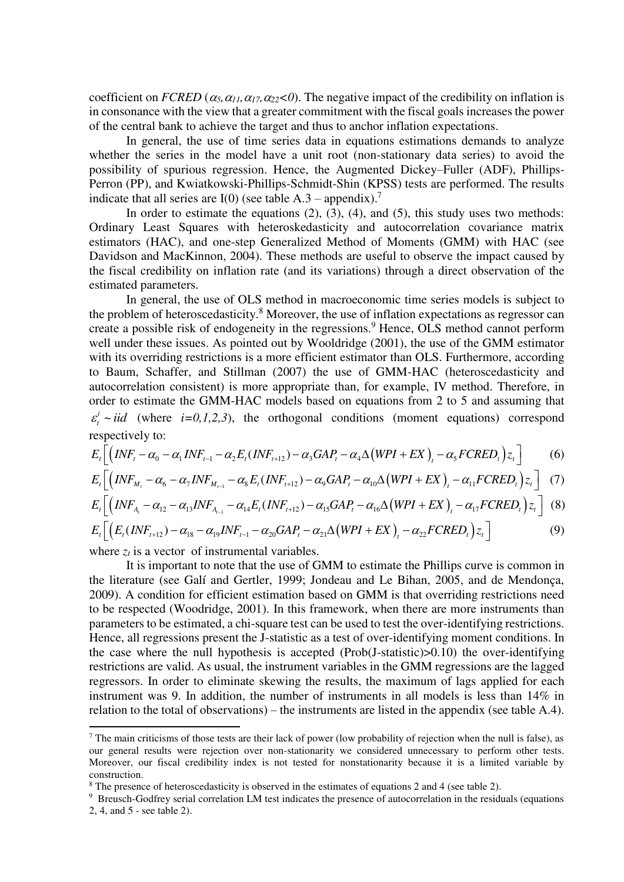coefficient on *FCRED* ($\alpha_5, \alpha_{11}, \alpha_{17}, \alpha_{22} < 0$). The negative impact of the credibility on inflation is in consonance with the view that a greater commitment with the fiscal goals increases the power of the central bank to achieve the target and thus to anchor inflation expectations.

In general, the use of time series data in equations estimations demands to analyze whether the series in the model have a unit root (non-stationary data series) to avoid the possibility of spurious regression. Hence, the Augmented Dickey–Fuller (ADF), Phillips-Perron (PP), and Kwiatkowski-Phillips-Schmidt-Shin (KPSS) tests are performed. The results indicate that all series are I(0) (see table A.3 – appendix).[7]

In order to estimate the equations (2), (3), (4), and (5), this study uses two methods: Ordinary Least Squares with heteroskedasticity and autocorrelation covariance matrix estimators (HAC), and one-step Generalized Method of Moments (GMM) with HAC (see Davidson and MacKinnon, 2004). These methods are useful to observe the impact caused by the fiscal credibility on inflation rate (and its variations) through a direct observation of the estimated parameters.

In general, the use of OLS method in macroeconomic time series models is subject to the problem of heteroscedasticity.[8] Moreover, the use of inflation expectations as regressor can create a possible risk of endogeneity in the regressions.[9] Hence, OLS method cannot perform well under these issues. As pointed out by Wooldridge (2001), the use of the GMM estimator with its overriding restrictions is a more efficient estimator than OLS. Furthermore, according to Baum, Schaffer, and Stillman (2007) the use of GMM-HAC (heteroscedasticity and autocorrelation consistent) is more appropriate than, for example, IV method. Therefore, in order to estimate the GMM-HAC models based on equations from 2 to 5 and assuming that $\varepsilon_t^i \sim iid$ (where $i=0,1,2,3$), the orthogonal conditions (moment equations) correspond respectively to:

$$E_t\left[\left(INF_t - \alpha_0 - \alpha_1 INF_{t-1} - \alpha_2 E_t(INF_{t+12}) - \alpha_3 GAP_t - \alpha_4 \Delta\left(WPI + EX\right)_t - \alpha_5 FCRED_t\right) z_t\right] \tag{6}$$

$$E_t\left[\left(INF_{M_t} - \alpha_6 - \alpha_7 INF_{M_{t-1}} - \alpha_8 E_t(INF_{t+12}) - \alpha_9 GAP_t - \alpha_{10} \Delta\left(WPI + EX\right)_t - \alpha_{11} FCRED_t\right) z_t\right] \tag{7}$$

$$E_t\left[\left(INF_{A_t} - \alpha_{12} - \alpha_{13} INF_{A_{t-1}} - \alpha_{14} E_t(INF_{t+12}) - \alpha_{15} GAP_t - \alpha_{16} \Delta\left(WPI + EX\right)_t - \alpha_{17} FCRED_t\right) z_t\right] \tag{8}$$

$$E_t\left[\left(E_t(INF_{t+12}) - \alpha_{18} - \alpha_{19} INF_{t-1} - \alpha_{20} GAP_t - \alpha_{21} \Delta\left(WPI + EX\right)_t - \alpha_{22} FCRED_t\right) z_t\right] \tag{9}$$

where $z_t$ is a vector of instrumental variables.

It is important to note that the use of GMM to estimate the Phillips curve is common in the literature (see Galí and Gertler, 1999; Jondeau and Le Bihan, 2005, and de Mendonça, 2009). A condition for efficient estimation based on GMM is that overriding restrictions need to be respected (Woodridge, 2001). In this framework, when there are more instruments than parameters to be estimated, a chi-square test can be used to test the over-identifying restrictions. Hence, all regressions present the J-statistic as a test of over-identifying moment conditions. In the case where the null hypothesis is accepted (Prob(J-statistic)>0.10) the over-identifying restrictions are valid. As usual, the instrument variables in the GMM regressions are the lagged regressors. In order to eliminate skewing the results, the maximum of lags applied for each instrument was 9. In addition, the number of instruments in all models is less than 14% in relation to the total of observations) – the instruments are listed in the appendix (see table A.4).

---

[7] The main criticisms of those tests are their lack of power (low probability of rejection when the null is false), as our general results were rejection over non-stationarity we considered unnecessary to perform other tests. Moreover, our fiscal credibility index is not tested for nonstationarity because it is a limited variable by construction.

[8] The presence of heteroscedasticity is observed in the estimates of equations 2 and 4 (see table 2).

[9] Breusch-Godfrey serial correlation LM test indicates the presence of autocorrelation in the residuals (equations 2, 4, and 5 - see table 2).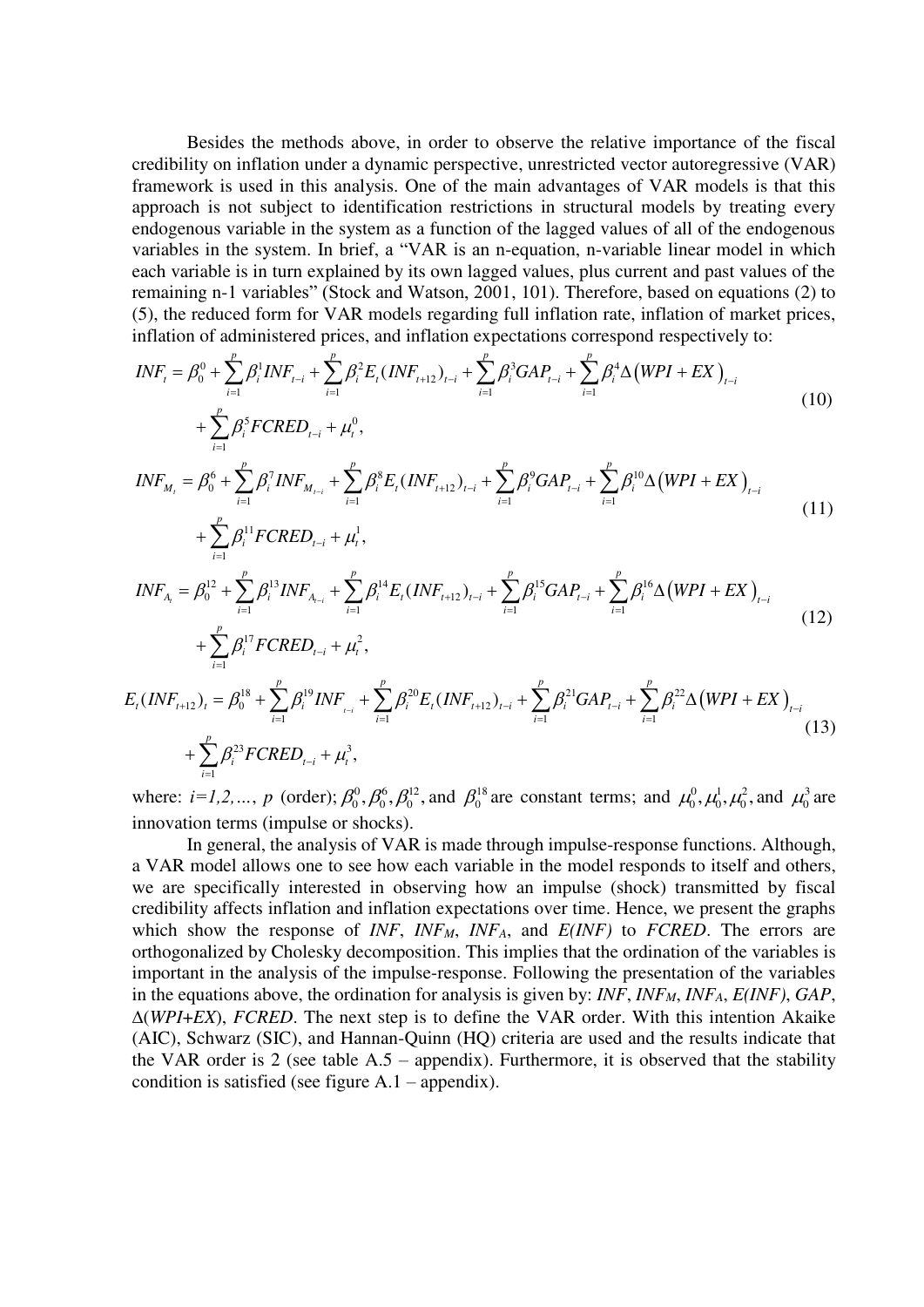Besides the methods above, in order to observe the relative importance of the fiscal credibility on inflation under a dynamic perspective, unrestricted vector autoregressive (VAR) framework is used in this analysis. One of the main advantages of VAR models is that this approach is not subject to identification restrictions in structural models by treating every endogenous variable in the system as a function of the lagged values of all of the endogenous variables in the system. In brief, a "VAR is an n-equation, n-variable linear model in which each variable is in turn explained by its own lagged values, plus current and past values of the remaining n-1 variables" (Stock and Watson, 2001, 101). Therefore, based on equations (2) to (5), the reduced form for VAR models regarding full inflation rate, inflation of market prices, inflation of administered prices, and inflation expectations correspond respectively to:

$$INF_t = \beta_0^0 + \sum_{i=1}^{p} \beta_i^1 INF_{t-i} + \sum_{i=1}^{p} \beta_i^2 E_t(INF_{t+12})_{t-i} + \sum_{i=1}^{p} \beta_i^3 GAP_{t-i} + \sum_{i=1}^{p} \beta_i^4 \Delta\left(WPI + EX\right)_{t-i} + \sum_{i=1}^{p} \beta_i^5 FCRED_{t-i} + \mu_t^0, \tag{10}$$

$$INF_{M_t} = \beta_0^6 + \sum_{i=1}^{p} \beta_i^7 INF_{M_{t-i}} + \sum_{i=1}^{p} \beta_i^8 E_t(INF_{t+12})_{t-i} + \sum_{i=1}^{p} \beta_i^9 GAP_{t-i} + \sum_{i=1}^{p} \beta_i^{10} \Delta\left(WPI + EX\right)_{t-i} + \sum_{i=1}^{p} \beta_i^{11} FCRED_{t-i} + \mu_t^1, \tag{11}$$

$$INF_{A_t} = \beta_0^{12} + \sum_{i=1}^{p} \beta_i^{13} INF_{A_{t-i}} + \sum_{i=1}^{p} \beta_i^{14} E_t(INF_{t+12})_{t-i} + \sum_{i=1}^{p} \beta_i^{15} GAP_{t-i} + \sum_{i=1}^{p} \beta_i^{16} \Delta\left(WPI + EX\right)_{t-i} + \sum_{i=1}^{p} \beta_i^{17} FCRED_{t-i} + \mu_t^2, \tag{12}$$

$$E_t(INF_{t+12})_t = \beta_0^{18} + \sum_{i=1}^{p} \beta_i^{19} INF_{t-i} + \sum_{i=1}^{p} \beta_i^{20} E_t(INF_{t+12})_{t-i} + \sum_{i=1}^{p} \beta_i^{21} GAP_{t-i} + \sum_{i=1}^{p} \beta_i^{22} \Delta\left(WPI + EX\right)_{t-i} + \sum_{i=1}^{p} \beta_i^{23} FCRED_{t-i} + \mu_t^3, \tag{13}$$

where: $i=1,2,\ldots,\ p$ (order); $\beta_0^0, \beta_0^6, \beta_0^{12}$, and $\beta_0^{18}$ are constant terms; and $\mu_0^0, \mu_0^1, \mu_0^2$, and $\mu_0^3$ are innovation terms (impulse or shocks).

In general, the analysis of VAR is made through impulse-response functions. Although, a VAR model allows one to see how each variable in the model responds to itself and others, we are specifically interested in observing how an impulse (shock) transmitted by fiscal credibility affects inflation and inflation expectations over time. Hence, we present the graphs which show the response of *INF*, $INF_M$, $INF_A$, and *E(INF)* to *FCRED*. The errors are orthogonalized by Cholesky decomposition. This implies that the ordination of the variables is important in the analysis of the impulse-response. Following the presentation of the variables in the equations above, the ordination for analysis is given by: *INF*, $INF_M$, $INF_A$, *E(INF)*, *GAP*, Δ(*WPI+EX*), *FCRED*. The next step is to define the VAR order. With this intention Akaike (AIC), Schwarz (SIC), and Hannan-Quinn (HQ) criteria are used and the results indicate that the VAR order is 2 (see table A.5 – appendix). Furthermore, it is observed that the stability condition is satisfied (see figure A.1 – appendix).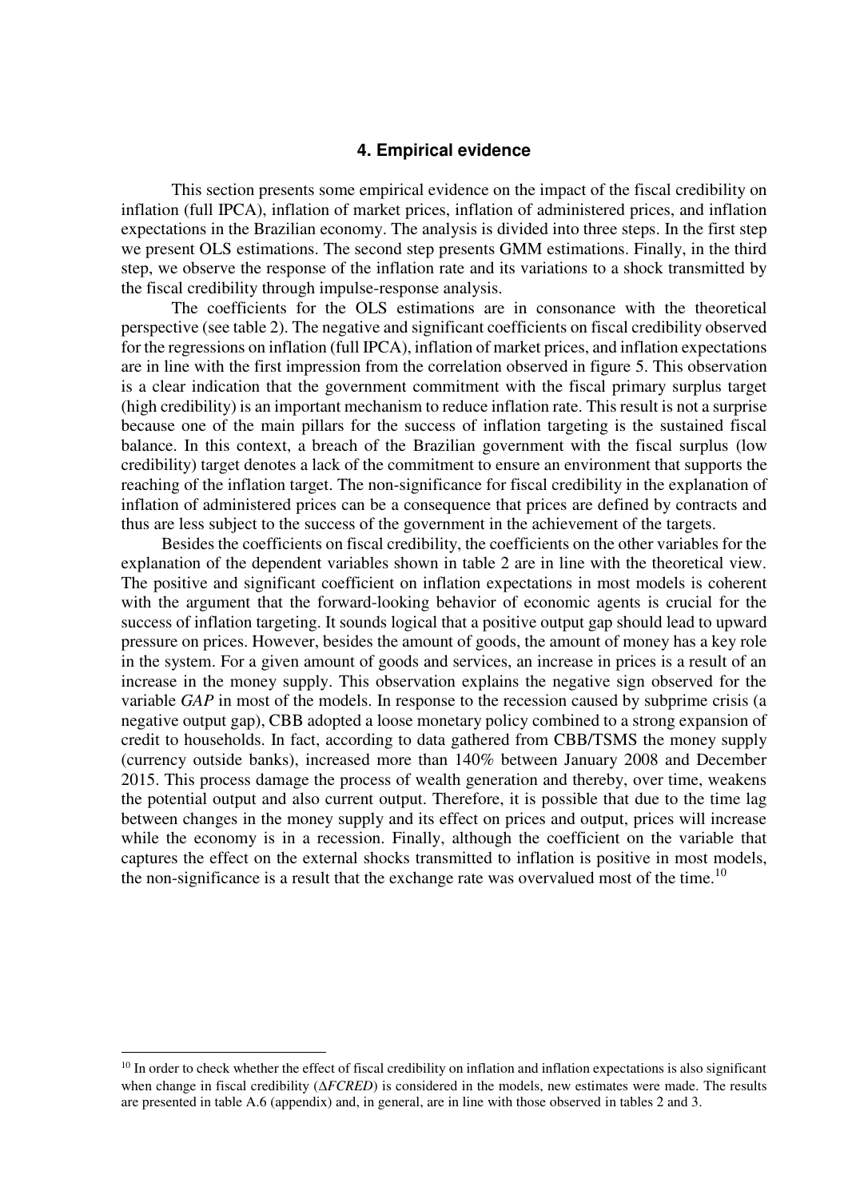## 4. Empirical evidence

This section presents some empirical evidence on the impact of the fiscal credibility on inflation (full IPCA), inflation of market prices, inflation of administered prices, and inflation expectations in the Brazilian economy. The analysis is divided into three steps. In the first step we present OLS estimations. The second step presents GMM estimations. Finally, in the third step, we observe the response of the inflation rate and its variations to a shock transmitted by the fiscal credibility through impulse-response analysis.

The coefficients for the OLS estimations are in consonance with the theoretical perspective (see table 2). The negative and significant coefficients on fiscal credibility observed for the regressions on inflation (full IPCA), inflation of market prices, and inflation expectations are in line with the first impression from the correlation observed in figure 5. This observation is a clear indication that the government commitment with the fiscal primary surplus target (high credibility) is an important mechanism to reduce inflation rate. This result is not a surprise because one of the main pillars for the success of inflation targeting is the sustained fiscal balance. In this context, a breach of the Brazilian government with the fiscal surplus (low credibility) target denotes a lack of the commitment to ensure an environment that supports the reaching of the inflation target. The non-significance for fiscal credibility in the explanation of inflation of administered prices can be a consequence that prices are defined by contracts and thus are less subject to the success of the government in the achievement of the targets.

Besides the coefficients on fiscal credibility, the coefficients on the other variables for the explanation of the dependent variables shown in table 2 are in line with the theoretical view. The positive and significant coefficient on inflation expectations in most models is coherent with the argument that the forward-looking behavior of economic agents is crucial for the success of inflation targeting. It sounds logical that a positive output gap should lead to upward pressure on prices. However, besides the amount of goods, the amount of money has a key role in the system. For a given amount of goods and services, an increase in prices is a result of an increase in the money supply. This observation explains the negative sign observed for the variable *GAP* in most of the models. In response to the recession caused by subprime crisis (a negative output gap), CBB adopted a loose monetary policy combined to a strong expansion of credit to households. In fact, according to data gathered from CBB/TSMS the money supply (currency outside banks), increased more than 140% between January 2008 and December 2015. This process damage the process of wealth generation and thereby, over time, weakens the potential output and also current output. Therefore, it is possible that due to the time lag between changes in the money supply and its effect on prices and output, prices will increase while the economy is in a recession. Finally, although the coefficient on the variable that captures the effect on the external shocks transmitted to inflation is positive in most models, the non-significance is a result that the exchange rate was overvalued most of the time.[10]

[10] In order to check whether the effect of fiscal credibility on inflation and inflation expectations is also significant when change in fiscal credibility ($\Delta FCRED$) is considered in the models, new estimates were made. The results are presented in table A.6 (appendix) and, in general, are in line with those observed in tables 2 and 3.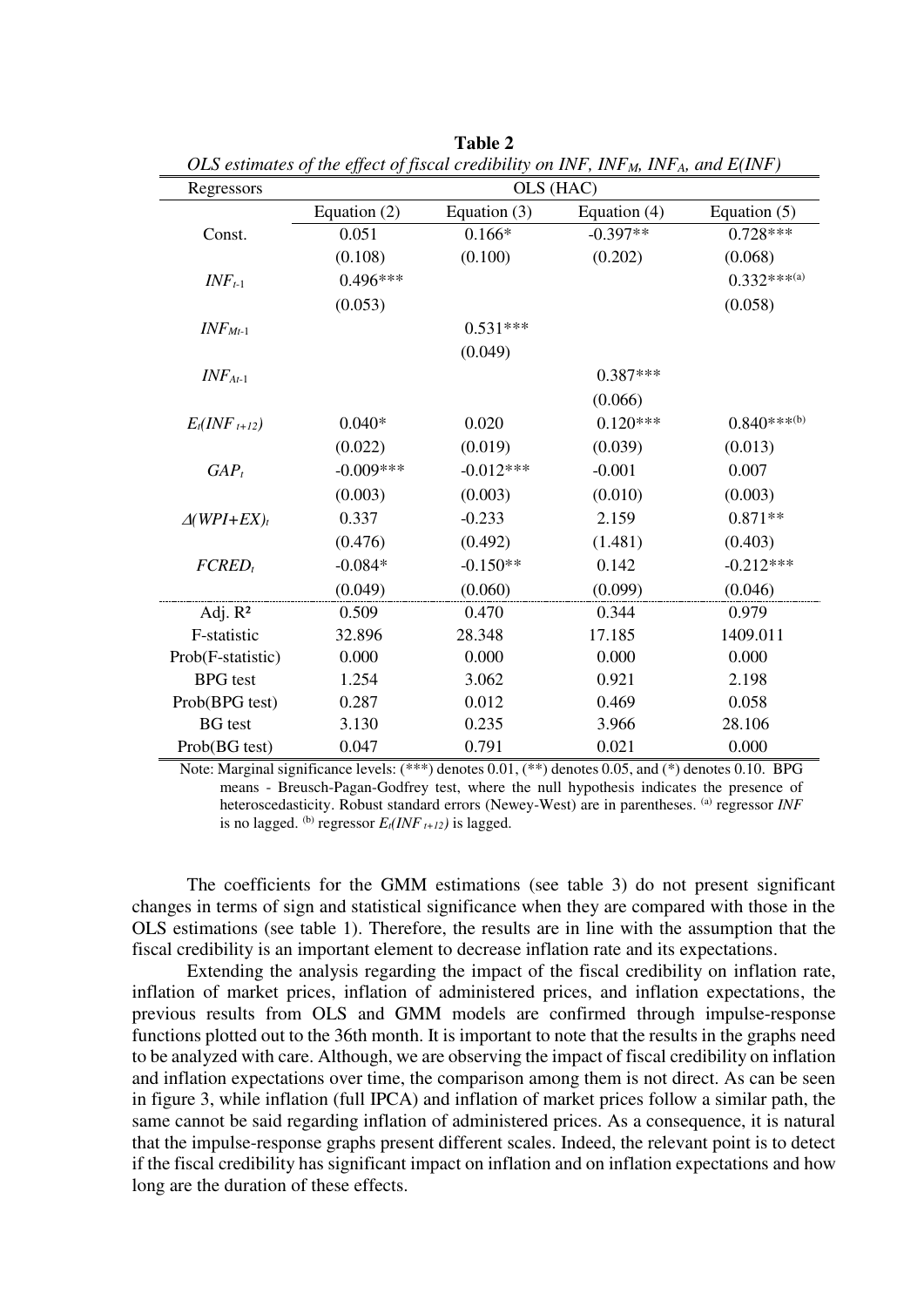**Table 2**

*OLS estimates of the effect of fiscal credibility on INF, $INF_M$, $INF_A$, and E(INF)*

| Regressors | OLS (HAC) | | | |
|---|---|---|---|---|
| | Equation (2) | Equation (3) | Equation (4) | Equation (5) |
| Const. | 0.051 | 0.166* | -0.397** | 0.728*** |
| | (0.108) | (0.100) | (0.202) | (0.068) |
| $INF_{t-1}$ | 0.496*** | | | 0.332***[(a)] |
| | (0.053) | | | (0.058) |
| $INF_{Mt-1}$ | | 0.531*** | | |
| | | (0.049) | | |
| $INF_{At-1}$ | | | 0.387*** | |
| | | | (0.066) | |
| $E_t(INF_{t+12})$ | 0.040* | 0.020 | 0.120*** | 0.840***[(b)] |
| | (0.022) | (0.019) | (0.039) | (0.013) |
| $GAP_t$ | -0.009*** | -0.012*** | -0.001 | 0.007 |
| | (0.003) | (0.003) | (0.010) | (0.003) |
| $\Delta(WPI+EX)_t$ | 0.337 | -0.233 | 2.159 | 0.871** |
| | (0.476) | (0.492) | (1.481) | (0.403) |
| $FCRED_t$ | -0.084* | -0.150** | 0.142 | -0.212*** |
| | (0.049) | (0.060) | (0.099) | (0.046) |
| Adj. $R^2$ | 0.509 | 0.470 | 0.344 | 0.979 |
| F-statistic | 32.896 | 28.348 | 17.185 | 1409.011 |
| Prob(F-statistic) | 0.000 | 0.000 | 0.000 | 0.000 |
| BPG test | 1.254 | 3.062 | 0.921 | 2.198 |
| Prob(BPG test) | 0.287 | 0.012 | 0.469 | 0.058 |
| BG test | 3.130 | 0.235 | 3.966 | 28.106 |
| Prob(BG test) | 0.047 | 0.791 | 0.021 | 0.000 |

Note: Marginal significance levels: (***) denotes 0.01, (**) denotes 0.05, and (*) denotes 0.10. BPG means - Breusch-Pagan-Godfrey test, where the null hypothesis indicates the presence of heteroscedasticity. Robust standard errors (Newey-West) are in parentheses. [(a)] regressor *INF* is no lagged. [(b)] regressor $E_t(INF_{t+12})$ is lagged.

The coefficients for the GMM estimations (see table 3) do not present significant changes in terms of sign and statistical significance when they are compared with those in the OLS estimations (see table 1). Therefore, the results are in line with the assumption that the fiscal credibility is an important element to decrease inflation rate and its expectations.

Extending the analysis regarding the impact of the fiscal credibility on inflation rate, inflation of market prices, inflation of administered prices, and inflation expectations, the previous results from OLS and GMM models are confirmed through impulse-response functions plotted out to the 36th month. It is important to note that the results in the graphs need to be analyzed with care. Although, we are observing the impact of fiscal credibility on inflation and inflation expectations over time, the comparison among them is not direct. As can be seen in figure 3, while inflation (full IPCA) and inflation of market prices follow a similar path, the same cannot be said regarding inflation of administered prices. As a consequence, it is natural that the impulse-response graphs present different scales. Indeed, the relevant point is to detect if the fiscal credibility has significant impact on inflation and on inflation expectations and how long are the duration of these effects.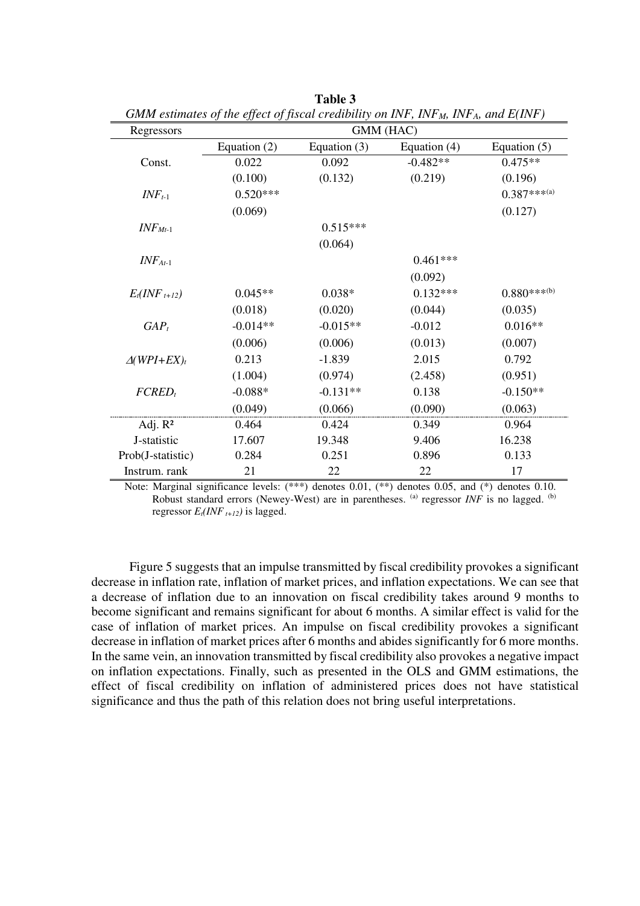**Table 3**

*GMM estimates of the effect of fiscal credibility on INF, $INF_M$, $INF_A$, and E(INF)*

| Regressors | GMM (HAC) | | | |
|---|---|---|---|---|
| | Equation (2) | Equation (3) | Equation (4) | Equation (5) |
| Const. | 0.022 | 0.092 | -0.482** | 0.475** |
| | (0.100) | (0.132) | (0.219) | (0.196) |
| $INF_{t-1}$ | 0.520*** | | | 0.387***[(a)] |
| | (0.069) | | | (0.127) |
| $INF_{Mt-1}$ | | 0.515*** | | |
| | | (0.064) | | |
| $INF_{At-1}$ | | | 0.461*** | |
| | | | (0.092) | |
| $E_t(INF_{t+12})$ | 0.045** | 0.038* | 0.132*** | 0.880***[(b)] |
| | (0.018) | (0.020) | (0.044) | (0.035) |
| $GAP_t$ | -0.014** | -0.015** | -0.012 | 0.016** |
| | (0.006) | (0.006) | (0.013) | (0.007) |
| $\Delta(WPI+EX)_t$ | 0.213 | -1.839 | 2.015 | 0.792 |
| | (1.004) | (0.974) | (2.458) | (0.951) |
| $FCRED_t$ | -0.088* | -0.131** | 0.138 | -0.150** |
| | (0.049) | (0.066) | (0.090) | (0.063) |
| Adj. $R^2$ | 0.464 | 0.424 | 0.349 | 0.964 |
| J-statistic | 17.607 | 19.348 | 9.406 | 16.238 |
| Prob(J-statistic) | 0.284 | 0.251 | 0.896 | 0.133 |
| Instrum. rank | 21 | 22 | 22 | 17 |

Note: Marginal significance levels: (***) denotes 0.01, (**) denotes 0.05, and (*) denotes 0.10. Robust standard errors (Newey-West) are in parentheses. [(a)] regressor *INF* is no lagged. [(b)] regressor $E_t(INF_{t+12})$ is lagged.

Figure 5 suggests that an impulse transmitted by fiscal credibility provokes a significant decrease in inflation rate, inflation of market prices, and inflation expectations. We can see that a decrease of inflation due to an innovation on fiscal credibility takes around 9 months to become significant and remains significant for about 6 months. A similar effect is valid for the case of inflation of market prices. An impulse on fiscal credibility provokes a significant decrease in inflation of market prices after 6 months and abides significantly for 6 more months. In the same vein, an innovation transmitted by fiscal credibility also provokes a negative impact on inflation expectations. Finally, such as presented in the OLS and GMM estimations, the effect of fiscal credibility on inflation of administered prices does not have statistical significance and thus the path of this relation does not bring useful interpretations.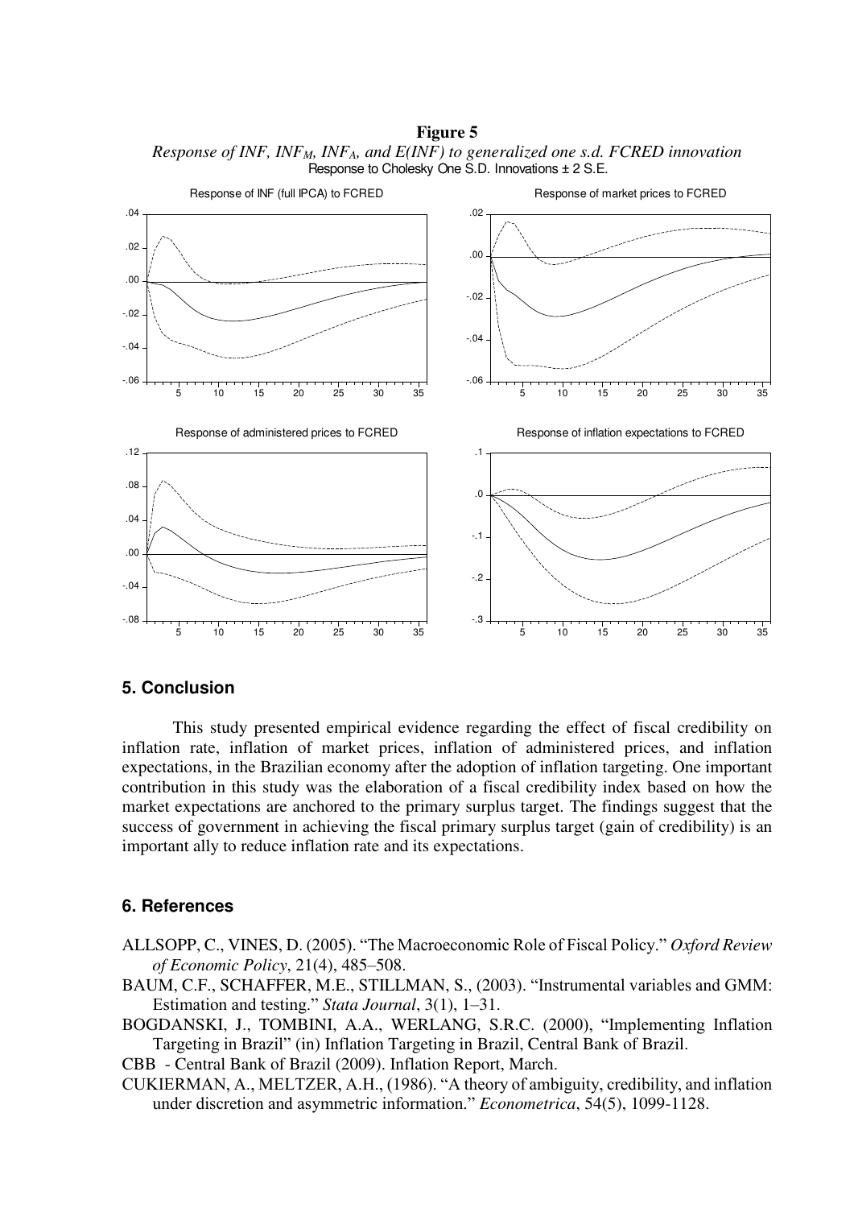**Figure 5**

*Response of INF, $INF_M$, $INF_A$, and E(INF) to generalized one s.d. FCRED innovation*

## 5. Conclusion

This study presented empirical evidence regarding the effect of fiscal credibility on inflation rate, inflation of market prices, inflation of administered prices, and inflation expectations, in the Brazilian economy after the adoption of inflation targeting. One important contribution in this study was the elaboration of a fiscal credibility index based on how the market expectations are anchored to the primary surplus target. The findings suggest that the success of government in achieving the fiscal primary surplus target (gain of credibility) is an important ally to reduce inflation rate and its expectations.

## 6. References

ALLSOPP, C., VINES, D. (2005). "The Macroeconomic Role of Fiscal Policy." *Oxford Review of Economic Policy*, 21(4), 485–508.

BAUM, C.F., SCHAFFER, M.E., STILLMAN, S., (2003). "Instrumental variables and GMM: Estimation and testing." *Stata Journal*, 3(1), 1–31.

BOGDANSKI, J., TOMBINI, A.A., WERLANG, S.R.C. (2000), "Implementing Inflation Targeting in Brazil" (in) Inflation Targeting in Brazil, Central Bank of Brazil.

CBB - Central Bank of Brazil (2009). Inflation Report, March.

CUKIERMAN, A., MELTZER, A.H., (1986). "A theory of ambiguity, credibility, and inflation under discretion and asymmetric information." *Econometrica*, 54(5), 1099-1128.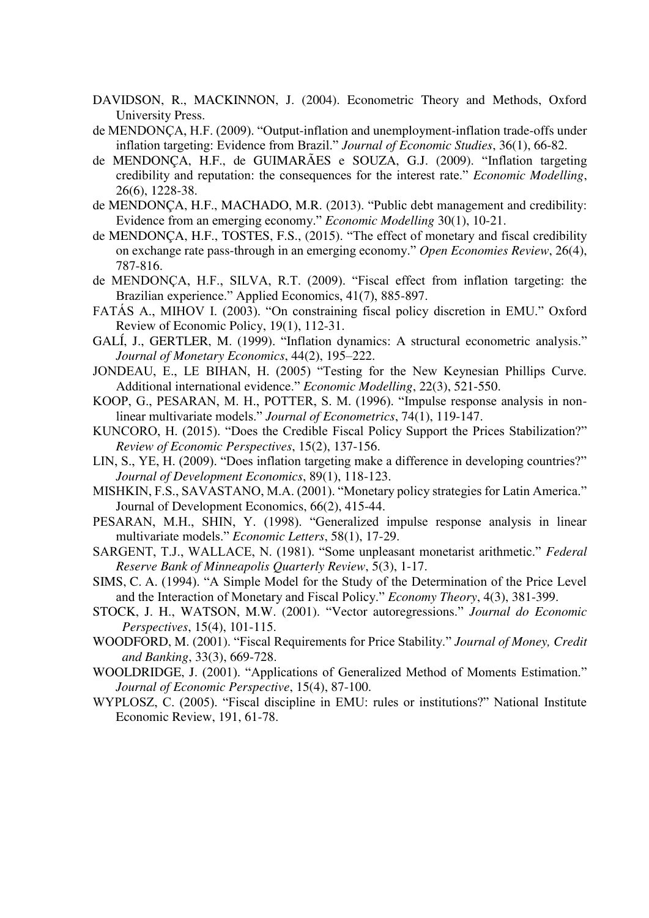DAVIDSON, R., MACKINNON, J. (2004). Econometric Theory and Methods, Oxford University Press.

de MENDONÇA, H.F. (2009). "Output-inflation and unemployment-inflation trade-offs under inflation targeting: Evidence from Brazil." *Journal of Economic Studies*, 36(1), 66-82.

de MENDONÇA, H.F., de GUIMARÃES e SOUZA, G.J. (2009). "Inflation targeting credibility and reputation: the consequences for the interest rate." *Economic Modelling*, 26(6), 1228-38.

de MENDONÇA, H.F., MACHADO, M.R. (2013). "Public debt management and credibility: Evidence from an emerging economy." *Economic Modelling* 30(1), 10-21.

de MENDONÇA, H.F., TOSTES, F.S., (2015). "The effect of monetary and fiscal credibility on exchange rate pass-through in an emerging economy." *Open Economies Review*, 26(4), 787-816.

de MENDONÇA, H.F., SILVA, R.T. (2009). "Fiscal effect from inflation targeting: the Brazilian experience." Applied Economics, 41(7), 885-897.

FATÁS A., MIHOV I. (2003). "On constraining fiscal policy discretion in EMU." Oxford Review of Economic Policy, 19(1), 112-31.

GALÍ, J., GERTLER, M. (1999). "Inflation dynamics: A structural econometric analysis." *Journal of Monetary Economics*, 44(2), 195–222.

JONDEAU, E., LE BIHAN, H. (2005) "Testing for the New Keynesian Phillips Curve. Additional international evidence." *Economic Modelling*, 22(3), 521-550.

KOOP, G., PESARAN, M. H., POTTER, S. M. (1996). "Impulse response analysis in non-linear multivariate models." *Journal of Econometrics*, 74(1), 119-147.

KUNCORO, H. (2015). "Does the Credible Fiscal Policy Support the Prices Stabilization?" *Review of Economic Perspectives*, 15(2), 137-156.

LIN, S., YE, H. (2009). "Does inflation targeting make a difference in developing countries?" *Journal of Development Economics*, 89(1), 118-123.

MISHKIN, F.S., SAVASTANO, M.A. (2001). "Monetary policy strategies for Latin America." Journal of Development Economics, 66(2), 415-44.

PESARAN, M.H., SHIN, Y. (1998). "Generalized impulse response analysis in linear multivariate models." *Economic Letters*, 58(1), 17-29.

SARGENT, T.J., WALLACE, N. (1981). "Some unpleasant monetarist arithmetic." *Federal Reserve Bank of Minneapolis Quarterly Review*, 5(3), 1-17.

SIMS, C. A. (1994). "A Simple Model for the Study of the Determination of the Price Level and the Interaction of Monetary and Fiscal Policy." *Economy Theory*, 4(3), 381-399.

STOCK, J. H., WATSON, M.W. (2001). "Vector autoregressions." *Journal do Economic Perspectives*, 15(4), 101-115.

WOODFORD, M. (2001). "Fiscal Requirements for Price Stability." *Journal of Money, Credit and Banking*, 33(3), 669-728.

WOOLDRIDGE, J. (2001). "Applications of Generalized Method of Moments Estimation." *Journal of Economic Perspective*, 15(4), 87-100.

WYPLOSZ, C. (2005). "Fiscal discipline in EMU: rules or institutions?" National Institute Economic Review, 191, 61-78.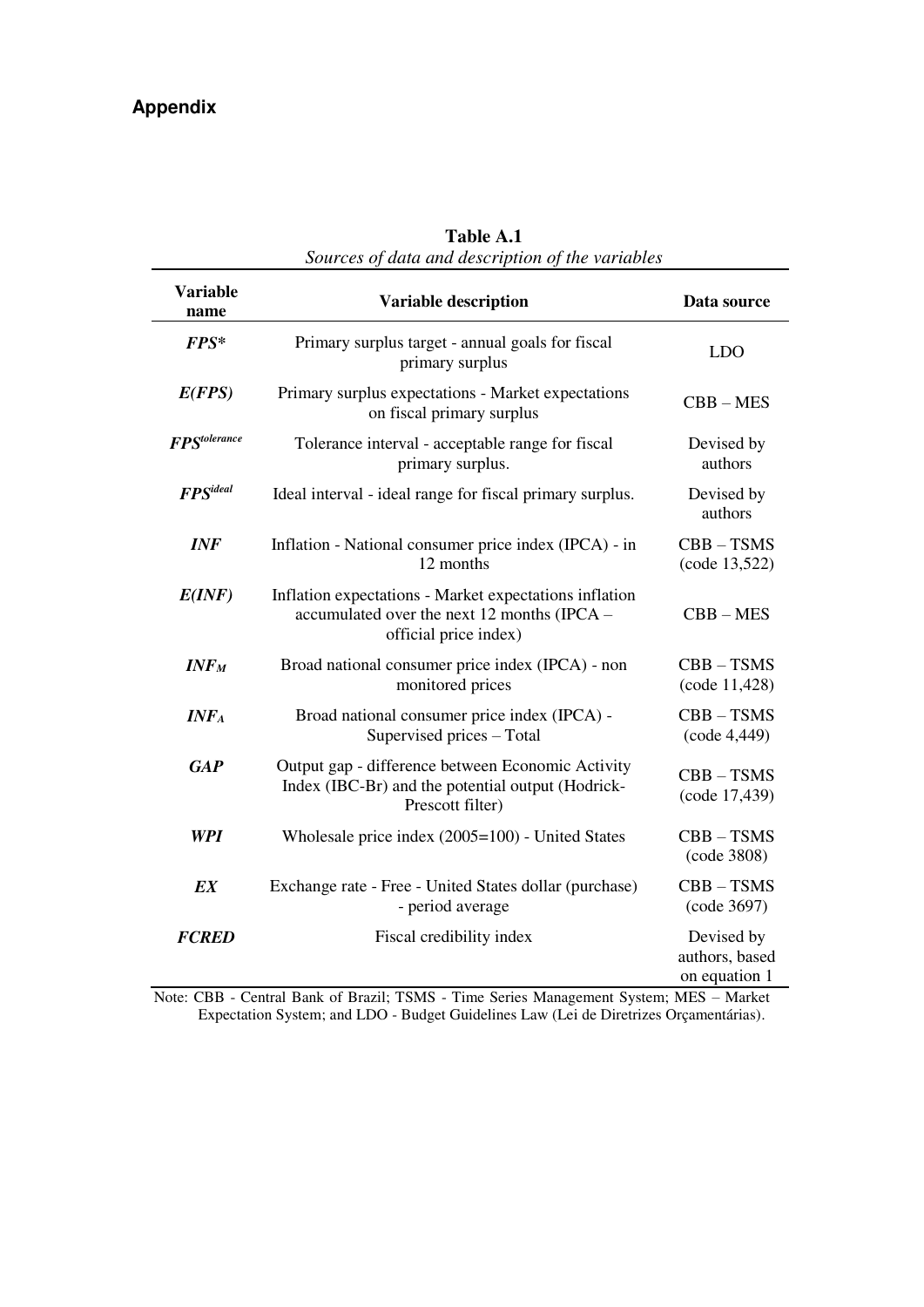## Appendix

**Table A.1**
*Sources of data and description of the variables*

| Variable name | Variable description | Data source |
|---|---|---|
| ***FPS**** | Primary surplus target - annual goals for fiscal primary surplus | LDO |
| ***E(FPS)*** | Primary surplus expectations - Market expectations on fiscal primary surplus | CBB – MES |
| $FPS^{tolerance}$ | Tolerance interval - acceptable range for fiscal primary surplus. | Devised by authors |
| $FPS^{ideal}$ | Ideal interval - ideal range for fiscal primary surplus. | Devised by authors |
| ***INF*** | Inflation - National consumer price index (IPCA) - in 12 months | CBB – TSMS (code 13,522) |
| ***E(INF)*** | Inflation expectations - Market expectations inflation accumulated over the next 12 months (IPCA – official price index) | CBB – MES |
| $INF_M$ | Broad national consumer price index (IPCA) - non monitored prices | CBB – TSMS (code 11,428) |
| $INF_A$ | Broad national consumer price index (IPCA) - Supervised prices – Total | CBB – TSMS (code 4,449) |
| ***GAP*** | Output gap - difference between Economic Activity Index (IBC-Br) and the potential output (Hodrick-Prescott filter) | CBB – TSMS (code 17,439) |
| ***WPI*** | Wholesale price index (2005=100) - United States | CBB – TSMS (code 3808) |
| ***EX*** | Exchange rate - Free - United States dollar (purchase) - period average | CBB – TSMS (code 3697) |
| ***FCRED*** | Fiscal credibility index | Devised by authors, based on equation 1 |

Note: CBB - Central Bank of Brazil; TSMS - Time Series Management System; MES – Market Expectation System; and LDO - Budget Guidelines Law (Lei de Diretrizes Orçamentárias).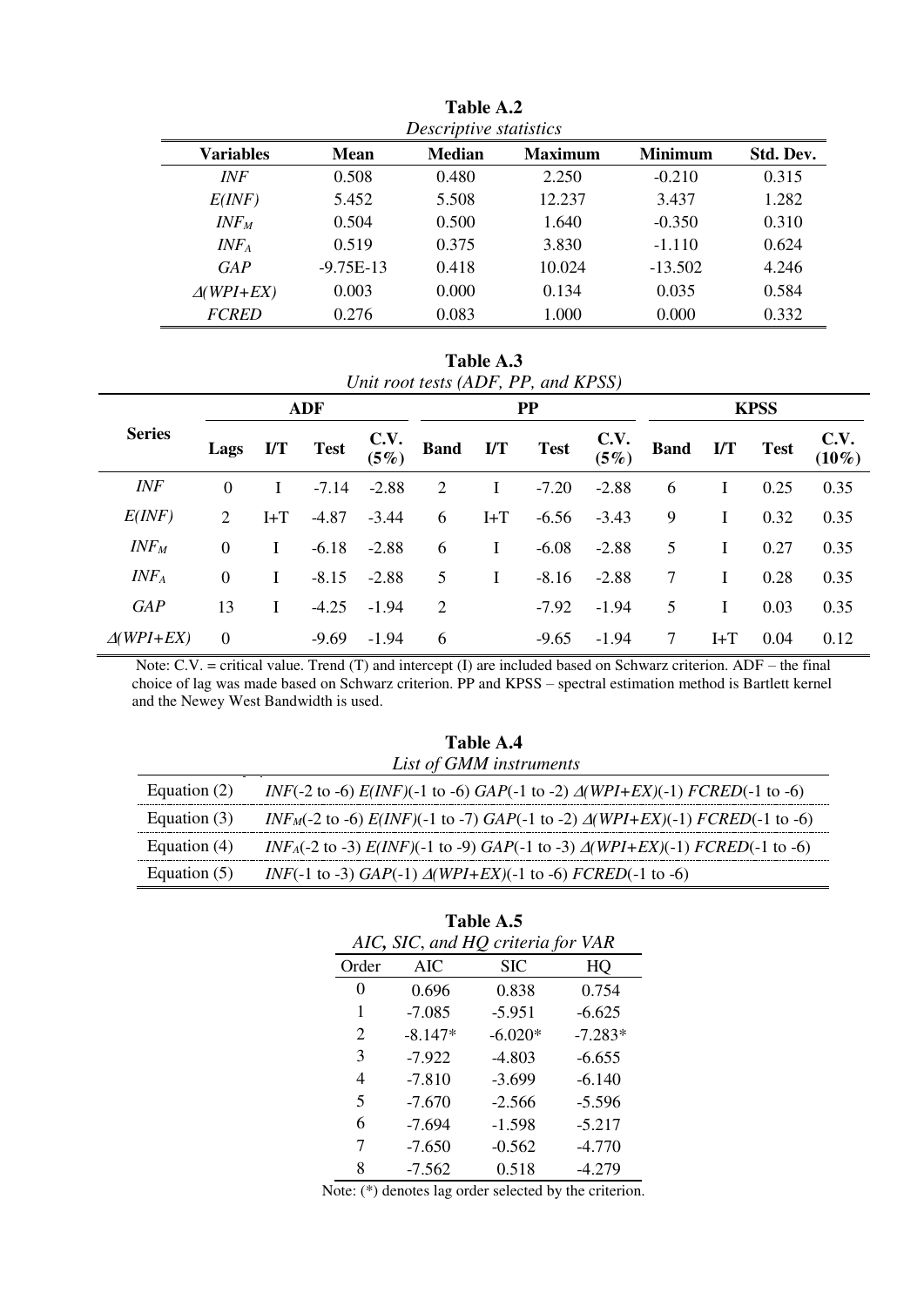**Table A.2**
*Descriptive statistics*

| Variables | Mean | Median | Maximum | Minimum | Std. Dev. |
|---|---|---|---|---|---|
| *INF* | 0.508 | 0.480 | 2.250 | -0.210 | 0.315 |
| *E(INF)* | 5.452 | 5.508 | 12.237 | 3.437 | 1.282 |
| $INF_M$ | 0.504 | 0.500 | 1.640 | -0.350 | 0.310 |
| $INF_A$ | 0.519 | 0.375 | 3.830 | -1.110 | 0.624 |
| *GAP* | -9.75E-13 | 0.418 | 10.024 | -13.502 | 4.246 |
| $\Delta(WPI+EX)$ | 0.003 | 0.000 | 0.134 | 0.035 | 0.584 |
| *FCRED* | 0.276 | 0.083 | 1.000 | 0.000 | 0.332 |

**Table A.3**
*Unit root tests (ADF, PP, and KPSS)*

| Series | ADF | | | | PP | | | | KPSS | | | |
|---|---|---|---|---|---|---|---|---|---|---|---|---|
| | Lags | I/T | Test | C.V. (5%) | Band | I/T | Test | C.V. (5%) | Band | I/T | Test | C.V. (10%) |
| *INF* | 0 | I | -7.14 | -2.88 | 2 | I | -7.20 | -2.88 | 6 | I | 0.25 | 0.35 |
| *E(INF)* | 2 | I+T | -4.87 | -3.44 | 6 | I+T | -6.56 | -3.43 | 9 | I | 0.32 | 0.35 |
| $INF_M$ | 0 | I | -6.18 | -2.88 | 6 | I | -6.08 | -2.88 | 5 | I | 0.27 | 0.35 |
| $INF_A$ | 0 | I | -8.15 | -2.88 | 5 | I | -8.16 | -2.88 | 7 | I | 0.28 | 0.35 |
| *GAP* | 13 | I | -4.25 | -1.94 | 2 | | -7.92 | -1.94 | 5 | I | 0.03 | 0.35 |
| $\Delta(WPI+EX)$ | 0 | | -9.69 | -1.94 | 6 | | -9.65 | -1.94 | 7 | I+T | 0.04 | 0.12 |

Note: C.V. = critical value. Trend (T) and intercept (I) are included based on Schwarz criterion. ADF – the final choice of lag was made based on Schwarz criterion. PP and KPSS – spectral estimation method is Bartlett kernel and the Newey West Bandwidth is used.

**Table A.4**
*List of GMM instruments*

| | |
|---|---|
| Equation (2) | *INF*(-2 to -6) *E(INF)*(-1 to -6) *GAP*(-1 to -2) $\Delta(WPI+EX)$(-1) *FCRED*(-1 to -6) |
| Equation (3) | $INF_M$(-2 to -6) *E(INF)*(-1 to -7) *GAP*(-1 to -2) $\Delta(WPI+EX)$(-1) *FCRED*(-1 to -6) |
| Equation (4) | $INF_A$(-2 to -3) *E(INF)*(-1 to -9) *GAP*(-1 to -3) $\Delta(WPI+EX)$(-1) *FCRED*(-1 to -6) |
| Equation (5) | *INF*(-1 to -3) *GAP*(-1) $\Delta(WPI+EX)$(-1 to -6) *FCRED*(-1 to -6) |

**Table A.5**
*AIC, SIC, and HQ criteria for VAR*

| Order | AIC | SIC | HQ |
|---|---|---|---|
| 0 | 0.696 | 0.838 | 0.754 |
| 1 | -7.085 | -5.951 | -6.625 |
| 2 | -8.147* | -6.020* | -7.283* |
| 3 | -7.922 | -4.803 | -6.655 |
| 4 | -7.810 | -3.699 | -6.140 |
| 5 | -7.670 | -2.566 | -5.596 |
| 6 | -7.694 | -1.598 | -5.217 |
| 7 | -7.650 | -0.562 | -4.770 |
| 8 | -7.562 | 0.518 | -4.279 |

Note: (*) denotes lag order selected by the criterion.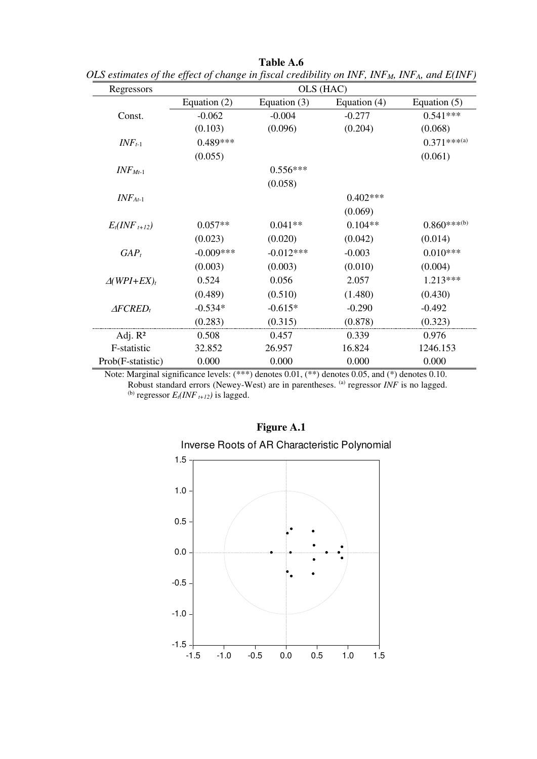**Table A.6**

*OLS estimates of the effect of change in fiscal credibility on INF, $INF_M$, $INF_A$, and E(INF)*

| Regressors | OLS (HAC) | | | |
|---|---|---|---|---|
| | Equation (2) | Equation (3) | Equation (4) | Equation (5) |
| Const. | -0.062 | -0.004 | -0.277 | 0.541*** |
| | (0.103) | (0.096) | (0.204) | (0.068) |
| $INF_{t-1}$ | 0.489*** | | | 0.371***[(a)] |
| | (0.055) | | | (0.061) |
| $INF_{Mt-1}$ | | 0.556*** | | |
| | | (0.058) | | |
| $INF_{At-1}$ | | | 0.402*** | |
| | | | (0.069) | |
| $E_t(INF_{t+12})$ | 0.057** | 0.041** | 0.104** | 0.860***[(b)] |
| | (0.023) | (0.020) | (0.042) | (0.014) |
| $GAP_t$ | -0.009*** | -0.012*** | -0.003 | 0.010*** |
| | (0.003) | (0.003) | (0.010) | (0.004) |
| $\Delta(WPI+EX)_t$ | 0.524 | 0.056 | 2.057 | 1.213*** |
| | (0.489) | (0.510) | (1.480) | (0.430) |
| $\Delta FCRED_t$ | -0.534* | -0.615* | -0.290 | -0.492 |
| | (0.283) | (0.315) | (0.878) | (0.323) |
| Adj. $R^2$ | 0.508 | 0.457 | 0.339 | 0.976 |
| F-statistic | 32.852 | 26.957 | 16.824 | 1246.153 |
| Prob(F-statistic) | 0.000 | 0.000 | 0.000 | 0.000 |

Note: Marginal significance levels: (***) denotes 0.01, (**) denotes 0.05, and (*) denotes 0.10. Robust standard errors (Newey-West) are in parentheses. [(a)] regressor *INF* is no lagged. [(b)] regressor $E_t(INF_{t+12})$ is lagged.

**Figure A.1**

Inverse Roots of AR Characteristic Polynomial

1.5
1.0
0.5
0.0
-0.5
-1.0
-1.5

-1.5 -1.0 -0.5 0.0 0.5 1.0 1.5